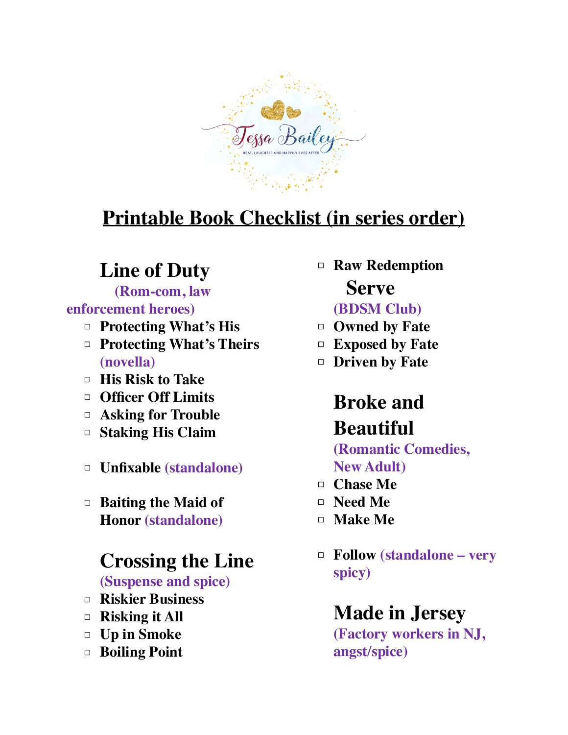# Printable Book Checklist (in series order)

## Line of Duty

**(Rom-com, law enforcement heroes)**

- ▢ Protecting What's His
- ▢ Protecting What's Theirs (novella)
- ▢ His Risk to Take
- ▢ Officer Off Limits
- ▢ Asking for Trouble
- ▢ Staking His Claim

- ▢ Unfixable (standalone)

- ▢ Baiting the Maid of Honor (standalone)

## Crossing the Line

**(Suspense and spice)**

- ▢ Riskier Business
- ▢ Risking it All
- ▢ Up in Smoke
- ▢ Boiling Point
- ▢ Raw Redemption

## Serve

**(BDSM Club)**

- ▢ Owned by Fate
- ▢ Exposed by Fate
- ▢ Driven by Fate

## Broke and Beautiful

**(Romantic Comedies, New Adult)**

- ▢ Chase Me
- ▢ Need Me
- ▢ Make Me

- ▢ Follow (standalone – very spicy)

## Made in Jersey

**(Factory workers in NJ, angst/spice)**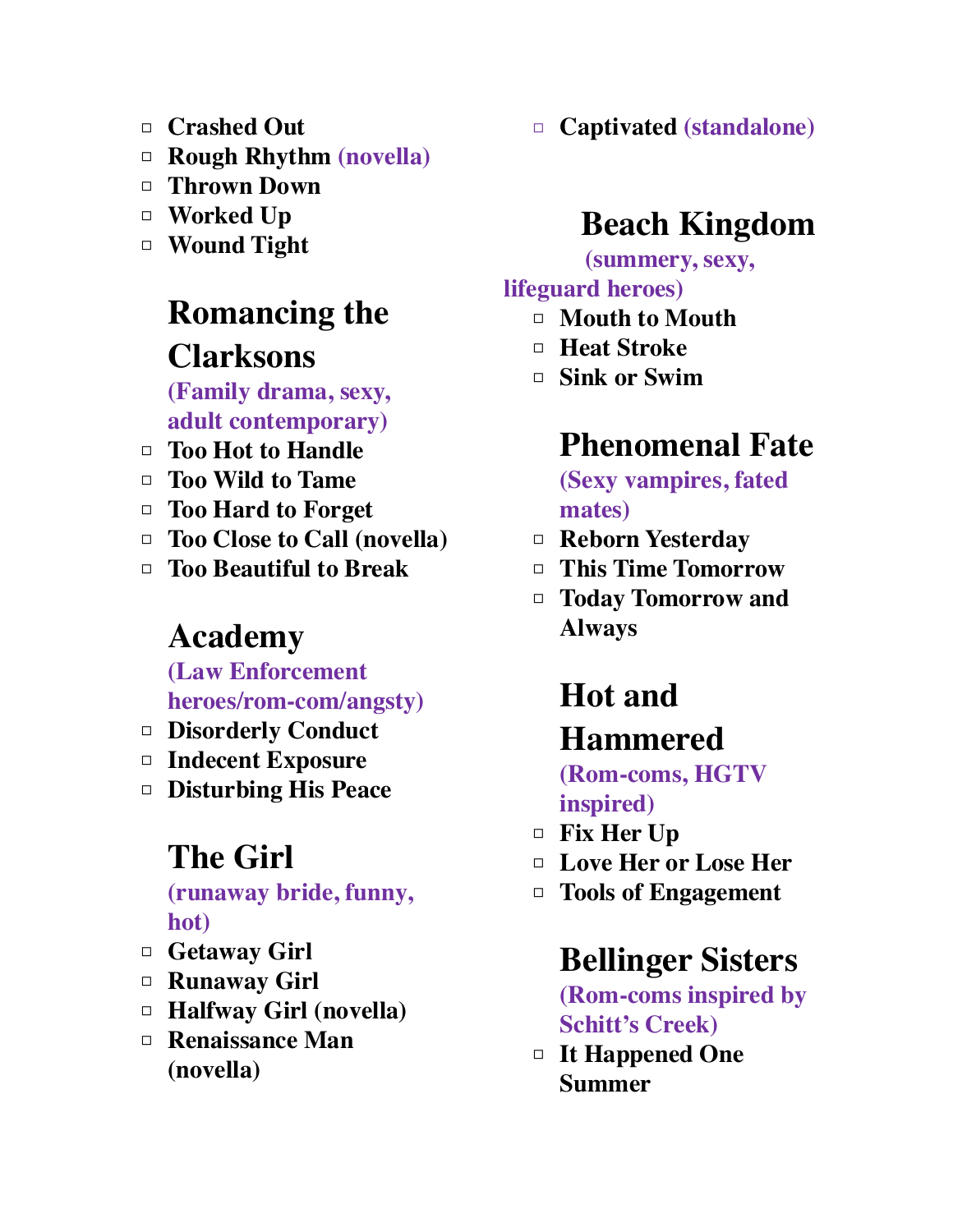- Crashed Out
- Rough Rhythm **(novella)**
- Thrown Down
- Worked Up
- Wound Tight

## Romancing the Clarksons

**(Family drama, sexy, adult contemporary)**

- Too Hot to Handle
- Too Wild to Tame
- Too Hard to Forget
- Too Close to Call (novella)
- Too Beautiful to Break

## Academy

**(Law Enforcement heroes/rom-com/angsty)**

- Disorderly Conduct
- Indecent Exposure
- Disturbing His Peace

## The Girl

**(runaway bride, funny, hot)**

- Getaway Girl
- Runaway Girl
- Halfway Girl (novella)
- Renaissance Man (novella)

- Captivated **(standalone)**

## Beach Kingdom

**(summery, sexy, lifeguard heroes)**

- Mouth to Mouth
- Heat Stroke
- Sink or Swim

## Phenomenal Fate

**(Sexy vampires, fated mates)**

- Reborn Yesterday
- This Time Tomorrow
- Today Tomorrow and Always

## Hot and Hammered

**(Rom-coms, HGTV inspired)**

- Fix Her Up
- Love Her or Lose Her
- Tools of Engagement

## Bellinger Sisters

**(Rom-coms inspired by Schitt's Creek)**

- It Happened One Summer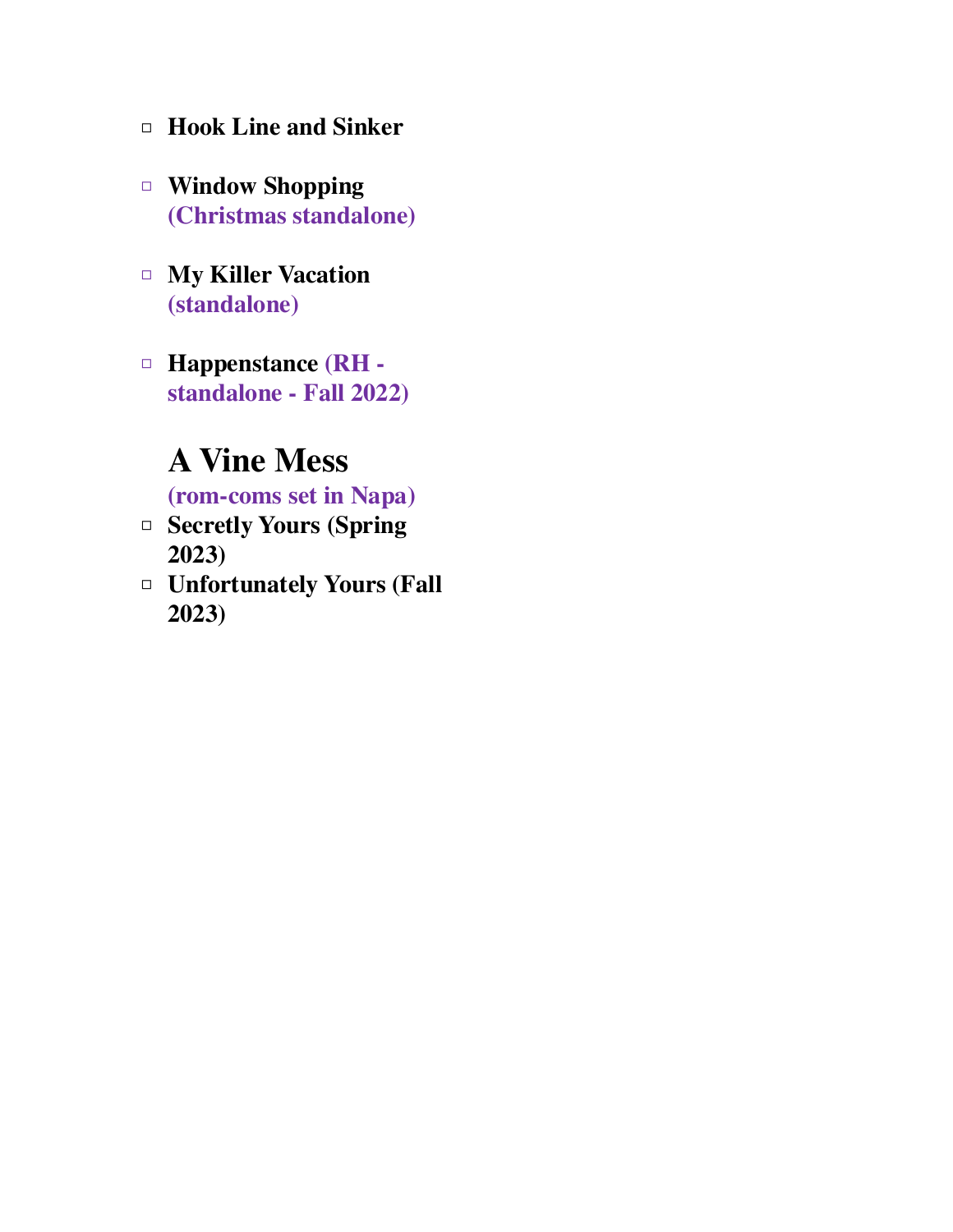- **Hook Line and Sinker**
- **Window Shopping (Christmas standalone)**
- **My Killer Vacation (standalone)**
- **Happenstance (RH - standalone - Fall 2022)**

## A Vine Mess

**(rom-coms set in Napa)**

- **Secretly Yours (Spring 2023)**
- **Unfortunately Yours (Fall 2023)**